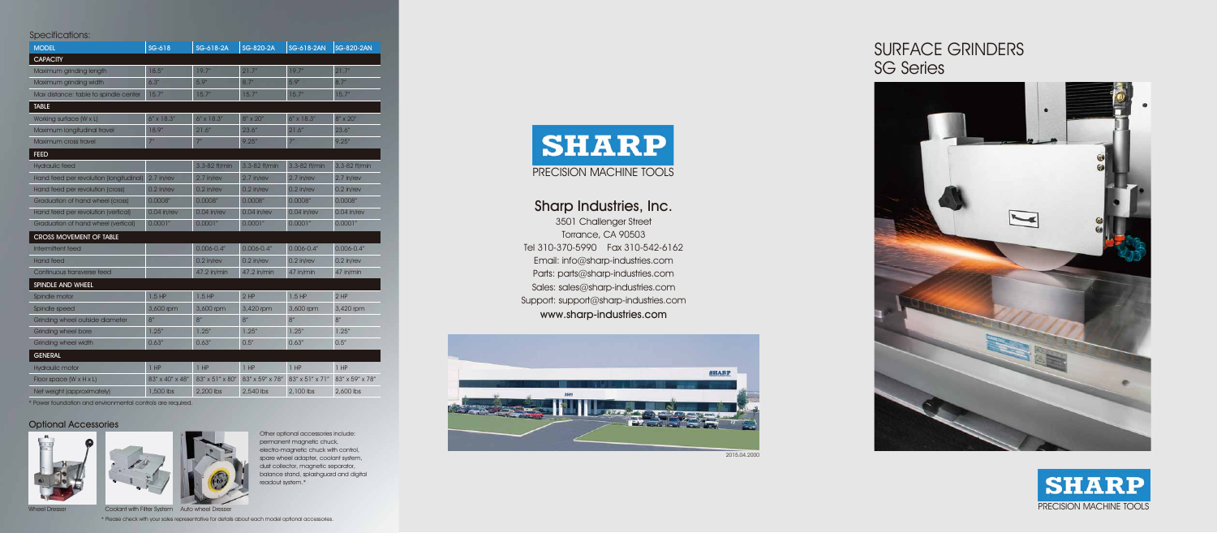Specifications:

| MODEL | SG-618 | SG-618-2A | SG-820-2A | SG-618-2AN | SG-820-2AN |
|---|---|---|---|---|---|
| **CAPACITY** | | | | | |
| Maximum grinding length | 18.5" | 19.7" | 21.7" | 19.7" | 21.7" |
| Maximum grinding width | 6.3" | 5.9" | 8.7" | 5.9" | 8.7" |
| Max distance: table to spindle center | 15.7" | 15.7" | 15.7" | 15.7" | 15.7" |
| **TABLE** | | | | | |
| Working surface (W x L) | 6" x 18.3" | 6" x 18.3" | 8" x 20" | 6" x 18.3" | 8" x 20" |
| Maximum longitudinal travel | 18.9" | 21.6" | 23.6" | 21.6" | 23.6" |
| Maximum cross travel | 7" | 7" | 9.25" | 7" | 9.25" |
| **FEED** | | | | | |
| Hydraulic feed | | 3.3-82 ft/min | 3.3-82 ft/min | 3.3-82 ft/min | 3.3-82 ft/min |
| Hand feed per revolution (longitudinal) | 2.7 in/rev | 2.7 in/rev | 2.7 in/rev | 2.7 in/rev | 2.7 in/rev |
| Hand feed per revolution (cross) | 0.2 in/rev | 0.2 in/rev | 0.2 in/rev | 0.2 in/rev | 0.2 in/rev |
| Graduation of hand wheel (cross) | 0.0008" | 0.0008" | 0.0008" | 0.0008" | 0.0008" |
| Hand feed per revolution (vertical) | 0.04 in/rev | 0.04 in/rev | 0.04 in/rev | 0.04 in/rev | 0.04 in/rev |
| Graduation of hand wheel (vertical) | 0.0001" | 0.0001" | 0.0001" | 0.0001" | 0.0001" |
| **CROSS MOVEMENT OF TABLE** | | | | | |
| Intermittent feed | | 0.006-0.4" | 0.006-0.4" | 0.006-0.4" | 0.006-0.4" |
| Hand feed | | 0.2 in/rev | 0.2 in/rev | 0.2 in/rev | 0.2 in/rev |
| Continuous transverse feed | | 47.2 in/min | 47.2 in/min | 47 in/min | 47 in/min |
| **SPINDLE AND WHEEL** | | | | | |
| Spindle motor | 1.5 HP | 1.5 HP | 2 HP | 1.5 HP | 2 HP |
| Spindle speed | 3,600 rpm | 3,600 rpm | 3,420 rpm | 3,600 rpm | 3,420 rpm |
| Grinding wheel outside diameter | 8" | 8" | 8" | 8" | 8" |
| Grinding wheel bore | 1.25" | 1.25" | 1.25" | 1.25" | 1.25" |
| Grinding wheel width | 0.63" | 0.63" | 0.5" | 0.63" | 0.5" |
| **GENERAL** | | | | | |
| Hydraulic motor | 1 HP | 1 HP | 1 HP | 1 HP | 1 HP |
| Floor space (W x H x L) | 83" x 40" x 48" | 83" x 51" x 80" | 83" x 59" x 78" | 83" x 51" x 71" | 83" x 59" x 78" |
| Net weight (approximately) | 1,500 lbs | 2,200 lbs | 2,540 lbs | 2,100 lbs | 2,600 lbs |

* Power foundation and environmental controls are required.

## Optional Accessories

Wheel Dresser

Coolant with Filter System

Auto wheel Dresser

Other optional accessories include: permanent magnetic chuck, electro-magnetic chuck with control, spare wheel adapter, coolant system, dust collector, magnetic separator, balance stand, splashguard and digital readout system.*

* Please check with your sales representative for details about each model optional accessories.

SHARP
PRECISION MACHINE TOOLS

## Sharp Industries, Inc.

3501 Challenger Street
Torrance, CA 90503
Tel 310-370-5990 Fax 310-542-6162
Email: info@sharp-industries.com
Parts: parts@sharp-industries.com
Sales: sales@sharp-industries.com
Support: support@sharp-industries.com
www.sharp-industries.com

2015.04.2000

# SURFACE GRINDERS
# SG Series

SHARP
PRECISION MACHINE TOOLS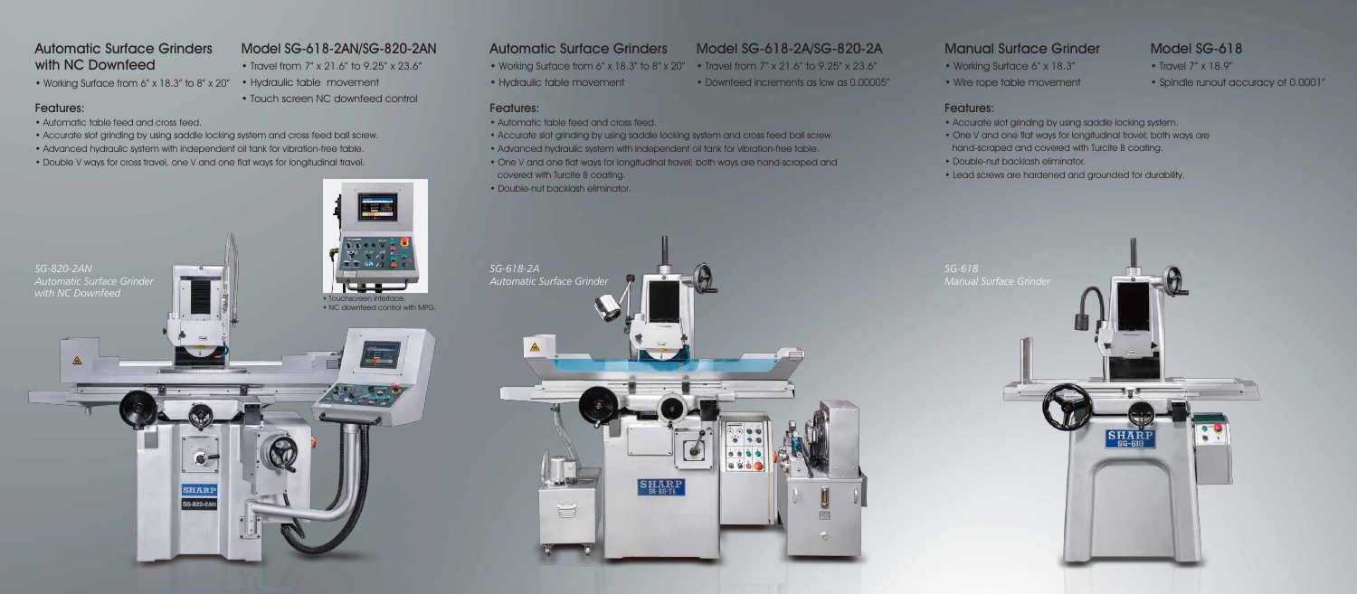## Automatic Surface Grinders with NC Downfeed

- Working Surface from 6" x 18.3" to 8" x 20"

### Model SG-618-2AN/SG-820-2AN

- Travel from 7" x 21.6" to 9.25" x 23.6"
- Hydraulic table movement
- Touch screen NC downfeed control

### Features:

- Automatic table feed and cross feed.
- Accurate slot grinding by using saddle locking system and cross feed ball screw.
- Advanced hydraulic system with independent oil tank for vibration-free table.
- Double V ways for cross travel, one V and one flat ways for longitudinal travel.

*SG-820-2AN*
*Automatic Surface Grinder with NC Downfeed*

- Touchscreen interface.
- NC downfeed control with MPG.

## Automatic Surface Grinders

- Working Surface from 6" x 18.3" to 8" x 20"
- Hydraulic table movement

### Model SG-618-2A/SG-820-2A

- Travel from 7" x 21.6" to 9.25" x 23.6"
- Downfeed increments as low as 0.00005"

### Features:

- Automatic table feed and cross feed.
- Accurate slot grinding by using saddle locking system and cross feed ball screw.
- Advanced hydraulic system with independent oil tank for vibration-free table.
- One V and one flat ways for longitudinal travel; both ways are hand-scraped and covered with Turcite B coating.
- Double-nut backlash eliminator.

*SG-618-2A*
*Automatic Surface Grinder*

## Manual Surface Grinder

- Working Surface 6" x 18.3"
- Wire rope table movement

### Model SG-618

- Travel 7" x 18.9"
- Spindle runout accuracy of 0.0001"

### Features:

- Accurate slot grinding by using saddle locking system.
- One V and one flat ways for longitudinal travel; both ways are hand-scraped and covered with Turcite B coating.
- Double-nut backlash eliminator.
- Lead screws are hardened and grounded for durability.

*SG-618*
*Manual Surface Grinder*